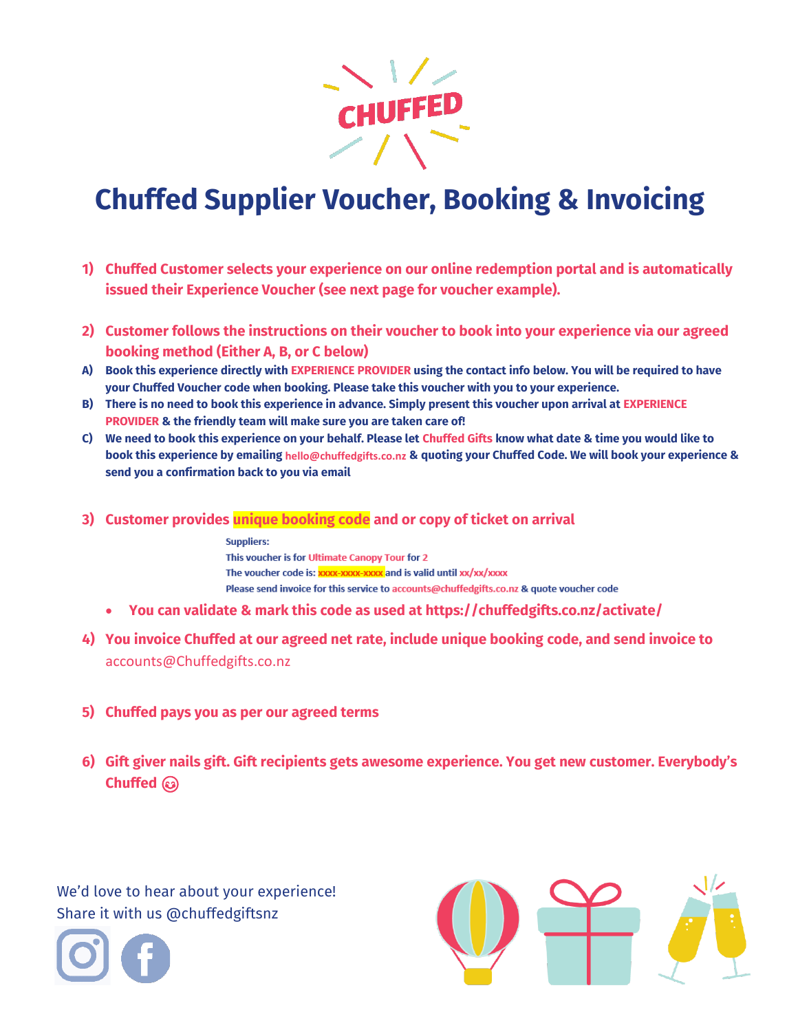CHUFFED

# Chuffed Supplier Voucher, Booking & Invoicing

1) **Chuffed Customer selects your experience on our online redemption portal and is automatically issued their Experience Voucher (see next page for voucher example).**

2) **Customer follows the instructions on their voucher to book into your experience via our agreed booking method (Either A, B, or C below)**

   A) **Book this experience directly with EXPERIENCE PROVIDER using the contact info below. You will be required to have your Chuffed Voucher code when booking. Please take this voucher with you to your experience.**

   B) **There is no need to book this experience in advance. Simply present this voucher upon arrival at EXPERIENCE PROVIDER & the friendly team will make sure you are taken care of!**

   C) **We need to book this experience on your behalf. Please let Chuffed Gifts know what date & time you would like to book this experience by emailing hello@chuffedgifts.co.nz & quoting your Chuffed Code. We will book your experience & send you a confirmation back to you via email**

3) **Customer provides unique booking code and or copy of ticket on arrival**

   Suppliers:
   This voucher is for Ultimate Canopy Tour for 2
   The voucher code is: xxxx-xxxx-xxxx and is valid until xx/xx/xxxx
   Please send invoice for this service to accounts@chuffedgifts.co.nz & quote voucher code

   - **You can validate & mark this code as used at https://chuffedgifts.co.nz/activate/**

4) **You invoice Chuffed at our agreed net rate, include unique booking code, and send invoice to** accounts@Chuffedgifts.co.nz

5) **Chuffed pays you as per our agreed terms**

6) **Gift giver nails gift. Gift recipients gets awesome experience. You get new customer. Everybody's Chuffed 😊**

We'd love to hear about your experience!
Share it with us @chuffedgiftsnz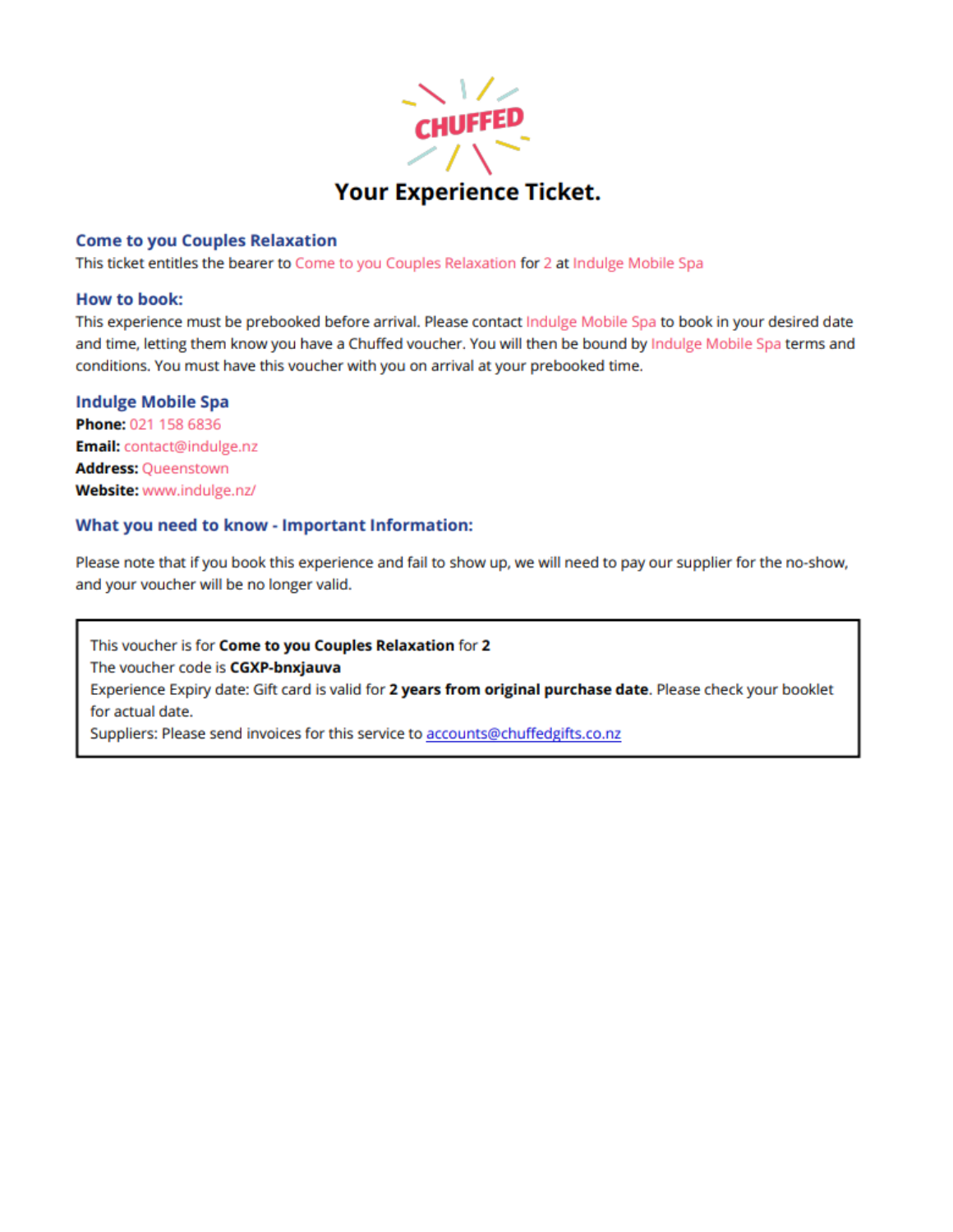CHUFFED

# Your Experience Ticket.

### Come to you Couples Relaxation

This ticket entitles the bearer to Come to you Couples Relaxation for 2 at Indulge Mobile Spa

### How to book:

This experience must be prebooked before arrival. Please contact Indulge Mobile Spa to book in your desired date and time, letting them know you have a Chuffed voucher. You will then be bound by Indulge Mobile Spa terms and conditions. You must have this voucher with you on arrival at your prebooked time.

### Indulge Mobile Spa

**Phone:** 021 158 6836
**Email:** contact@indulge.nz
**Address:** Queenstown
**Website:** www.indulge.nz/

### What you need to know - Important Information:

Please note that if you book this experience and fail to show up, we will need to pay our supplier for the no-show, and your voucher will be no longer valid.

This voucher is for **Come to you Couples Relaxation** for **2**
The voucher code is **CGXP-bnxjauva**
Experience Expiry date: Gift card is valid for **2 years from original purchase date**. Please check your booklet for actual date.
Suppliers: Please send invoices for this service to accounts@chuffedgifts.co.nz